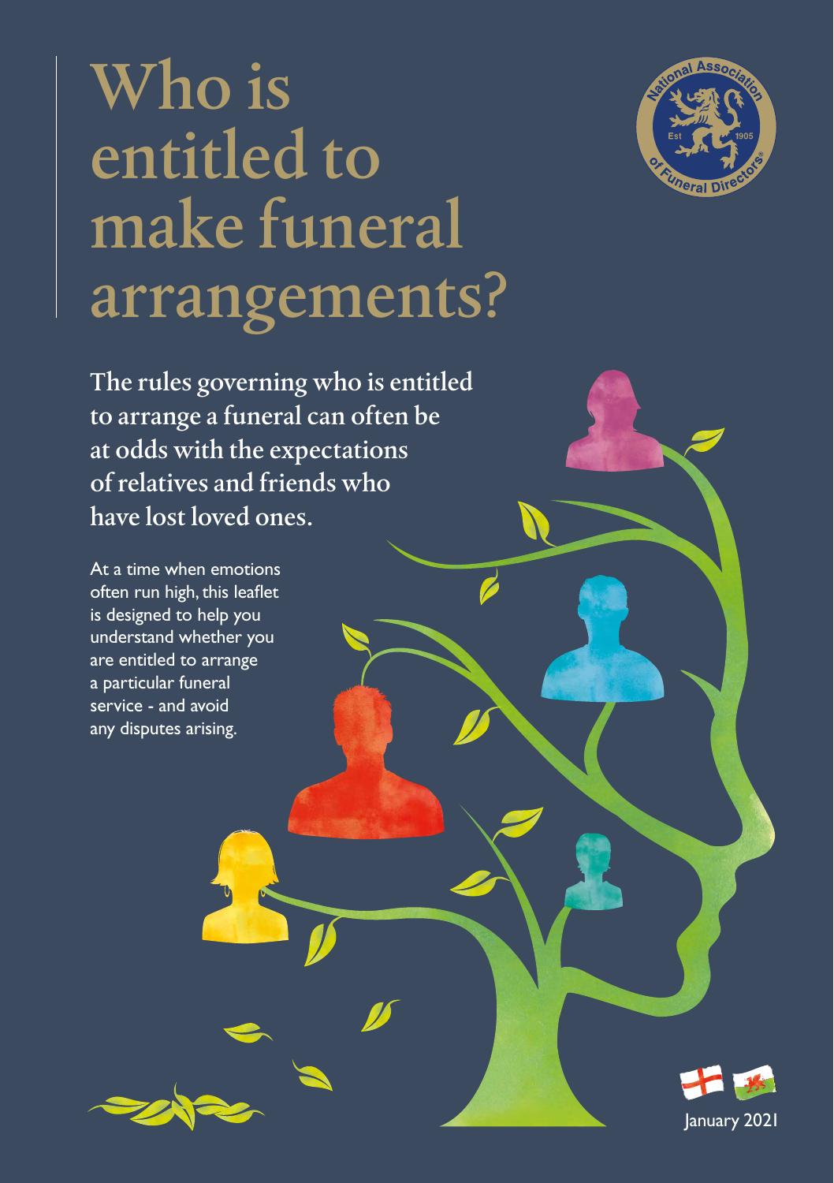# Who is entitled to make funeral arrangements?

National Association of Funeral Directors Est 1905

**The rules governing who is entitled to arrange a funeral can often be at odds with the expectations of relatives and friends who have lost loved ones.**

At a time when emotions often run high, this leaflet is designed to help you understand whether you are entitled to arrange a particular funeral service - and avoid any disputes arising.

January 2021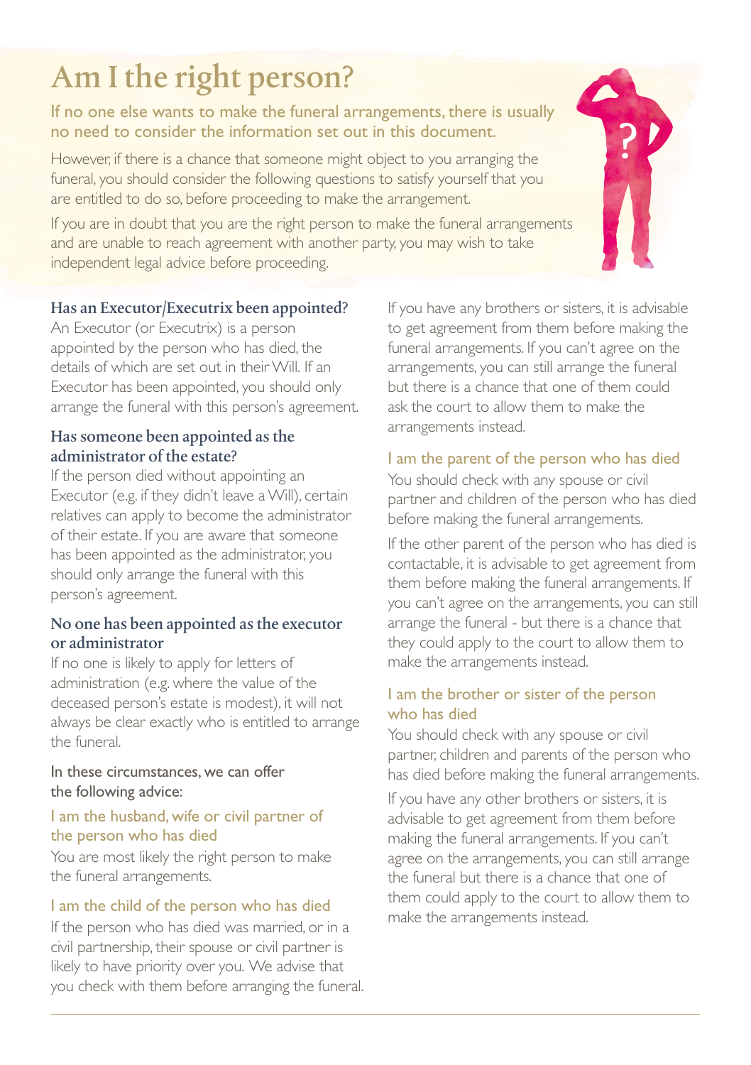# Am I the right person?

If no one else wants to make the funeral arrangements, there is usually no need to consider the information set out in this document.

However, if there is a chance that someone might object to you arranging the funeral, you should consider the following questions to satisfy yourself that you are entitled to do so, before proceeding to make the arrangement.

If you are in doubt that you are the right person to make the funeral arrangements and are unable to reach agreement with another party, you may wish to take independent legal advice before proceeding.

## Has an Executor/Executrix been appointed?

An Executor (or Executrix) is a person appointed by the person who has died, the details of which are set out in their Will. If an Executor has been appointed, you should only arrange the funeral with this person's agreement.

## Has someone been appointed as the administrator of the estate?

If the person died without appointing an Executor (e.g. if they didn't leave a Will), certain relatives can apply to become the administrator of their estate. If you are aware that someone has been appointed as the administrator, you should only arrange the funeral with this person's agreement.

## No one has been appointed as the executor or administrator

If no one is likely to apply for letters of administration (e.g. where the value of the deceased person's estate is modest), it will not always be clear exactly who is entitled to arrange the funeral.

In these circumstances, we can offer the following advice:

### I am the husband, wife or civil partner of the person who has died

You are most likely the right person to make the funeral arrangements.

### I am the child of the person who has died

If the person who has died was married, or in a civil partnership, their spouse or civil partner is likely to have priority over you. We advise that you check with them before arranging the funeral.

If you have any brothers or sisters, it is advisable to get agreement from them before making the funeral arrangements. If you can't agree on the arrangements, you can still arrange the funeral but there is a chance that one of them could ask the court to allow them to make the arrangements instead.

### I am the parent of the person who has died

You should check with any spouse or civil partner and children of the person who has died before making the funeral arrangements.

If the other parent of the person who has died is contactable, it is advisable to get agreement from them before making the funeral arrangements. If you can't agree on the arrangements, you can still arrange the funeral - but there is a chance that they could apply to the court to allow them to make the arrangements instead.

### I am the brother or sister of the person who has died

You should check with any spouse or civil partner, children and parents of the person who has died before making the funeral arrangements.

If you have any other brothers or sisters, it is advisable to get agreement from them before making the funeral arrangements. If you can't agree on the arrangements, you can still arrange the funeral but there is a chance that one of them could apply to the court to allow them to make the arrangements instead.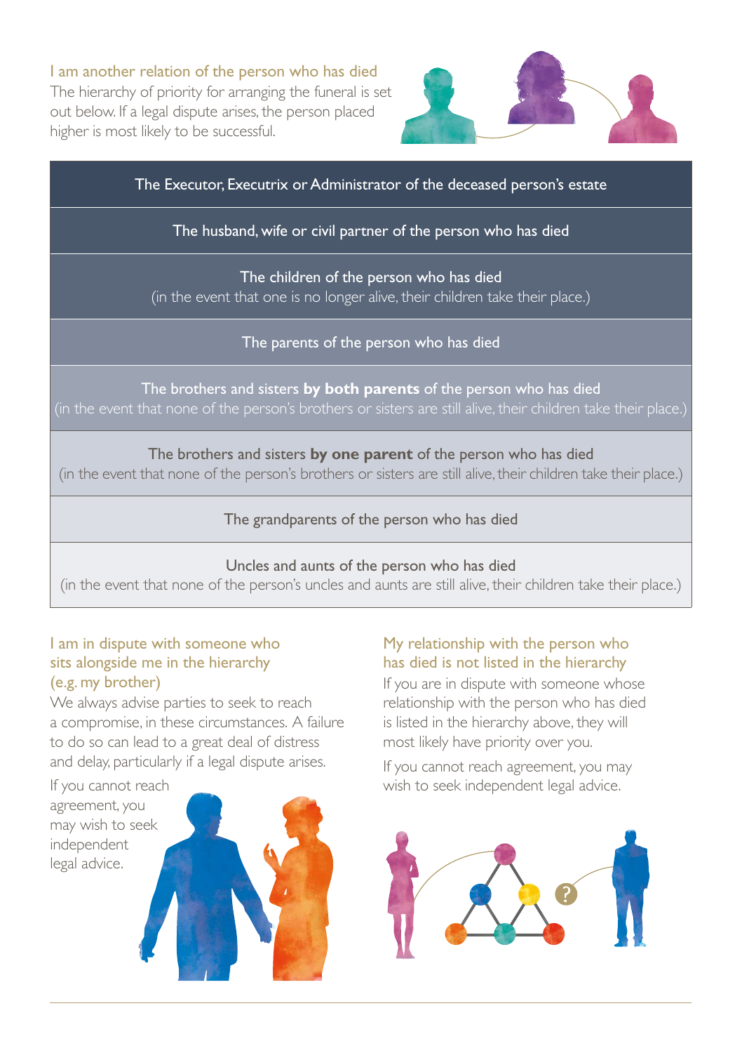## I am another relation of the person who has died

The hierarchy of priority for arranging the funeral is set out below. If a legal dispute arises, the person placed higher is most likely to be successful.

- The Executor, Executrix or Administrator of the deceased person's estate
- The husband, wife or civil partner of the person who has died
- The children of the person who has died
  (in the event that one is no longer alive, their children take their place.)
- The parents of the person who has died
- The brothers and sisters **by both parents** of the person who has died
  (in the event that none of the person's brothers or sisters are still alive, their children take their place.)
- The brothers and sisters **by one parent** of the person who has died
  (in the event that none of the person's brothers or sisters are still alive, their children take their place.)
- The grandparents of the person who has died
- Uncles and aunts of the person who has died
  (in the event that none of the person's uncles and aunts are still alive, their children take their place.)

## I am in dispute with someone who sits alongside me in the hierarchy (e.g. my brother)

We always advise parties to seek to reach a compromise, in these circumstances. A failure to do so can lead to a great deal of distress and delay, particularly if a legal dispute arises.

If you cannot reach agreement, you may wish to seek independent legal advice.

## My relationship with the person who has died is not listed in the hierarchy

If you are in dispute with someone whose relationship with the person who has died is listed in the hierarchy above, they will most likely have priority over you.

If you cannot reach agreement, you may wish to seek independent legal advice.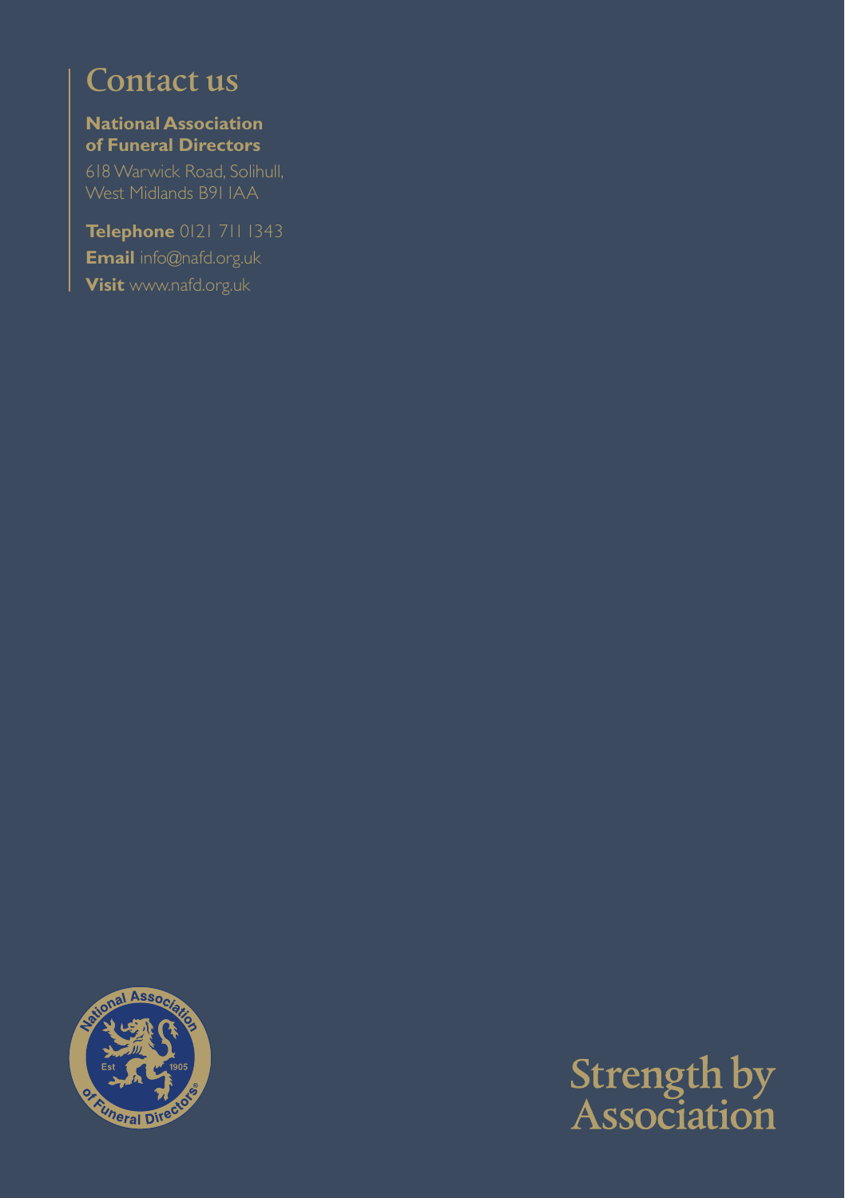# Contact us

**National Association of Funeral Directors**

618 Warwick Road, Solihull,
West Midlands B91 1AA

**Telephone** 0121 711 1343
**Email** info@nafd.org.uk
**Visit** www.nafd.org.uk

Strength by Association